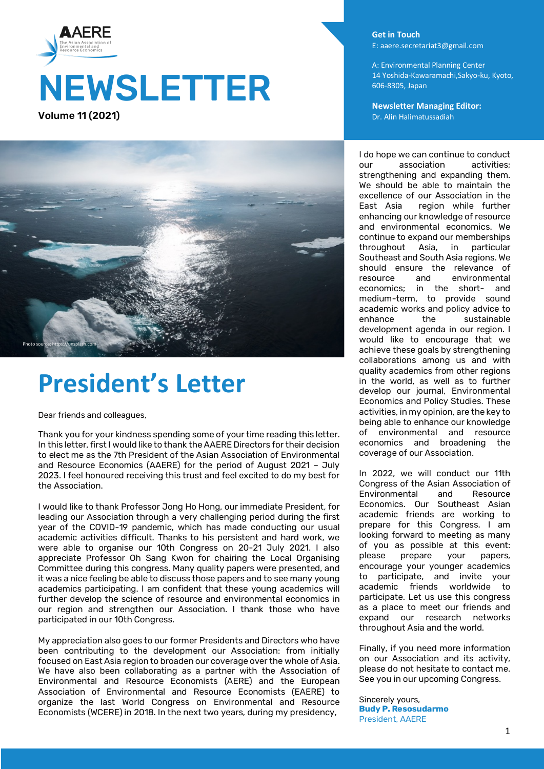# NEWSLETTER

**Volume 11 (2021)**

**Get in Touch**
E: aaere.secretariat3@gmail.com

A: Environmental Planning Center
14 Yoshida-Kawaramachi,Sakyo-ku, Kyoto, 606-8305, Japan

**Newsletter Managing Editor:**
Dr. Alin Halimatussadiah

Photo source: https://unsplash.com

# President's Letter

Dear friends and colleagues,

Thank you for your kindness spending some of your time reading this letter. In this letter, first I would like to thank the AAERE Directors for their decision to elect me as the 7th President of the Asian Association of Environmental and Resource Economics (AAERE) for the period of August 2021 – July 2023. I feel honoured receiving this trust and feel excited to do my best for the Association.

I would like to thank Professor Jong Ho Hong, our immediate President, for leading our Association through a very challenging period during the first year of the COVID-19 pandemic, which has made conducting our usual academic activities difficult. Thanks to his persistent and hard work, we were able to organise our 10th Congress on 20-21 July 2021. I also appreciate Professor Oh Sang Kwon for chairing the Local Organising Committee during this congress. Many quality papers were presented, and it was a nice feeling be able to discuss those papers and to see many young academics participating. I am confident that these young academics will further develop the science of resource and environmental economics in our region and strengthen our Association. I thank those who have participated in our 10th Congress.

My appreciation also goes to our former Presidents and Directors who have been contributing to the development our Association: from initially focused on East Asia region to broaden our coverage over the whole of Asia. We have also been collaborating as a partner with the Association of Environmental and Resource Economists (AERE) and the European Association of Environmental and Resource Economists (EAERE) to organize the last World Congress on Environmental and Resource Economists (WCERE) in 2018. In the next two years, during my presidency, I do hope we can continue to conduct our association activities; strengthening and expanding them. We should be able to maintain the excellence of our Association in the East Asia region while further enhancing our knowledge of resource and environmental economics. We continue to expand our memberships throughout Asia, in particular Southeast and South Asia regions. We should ensure the relevance of resource and environmental economics; in the short- and medium-term, to provide sound academic works and policy advice to enhance the sustainable development agenda in our region. I would like to encourage that we achieve these goals by strengthening collaborations among us and with quality academics from other regions in the world, as well as to further develop our journal, Environmental Economics and Policy Studies. These activities, in my opinion, are the key to being able to enhance our knowledge of environmental and resource economics and broadening the coverage of our Association.

In 2022, we will conduct our 11th Congress of the Asian Association of Environmental and Resource Economics. Our Southeast Asian academic friends are working to prepare for this Congress. I am looking forward to meeting as many of you as possible at this event: please prepare your papers, encourage your younger academics to participate, and invite your academic friends worldwide to participate. Let us use this congress as a place to meet our friends and expand our research networks throughout Asia and the world.

Finally, if you need more information on our Association and its activity, please do not hesitate to contact me. See you in our upcoming Congress.

Sincerely yours,
**Budy P. Resosudarmo**
President, AAERE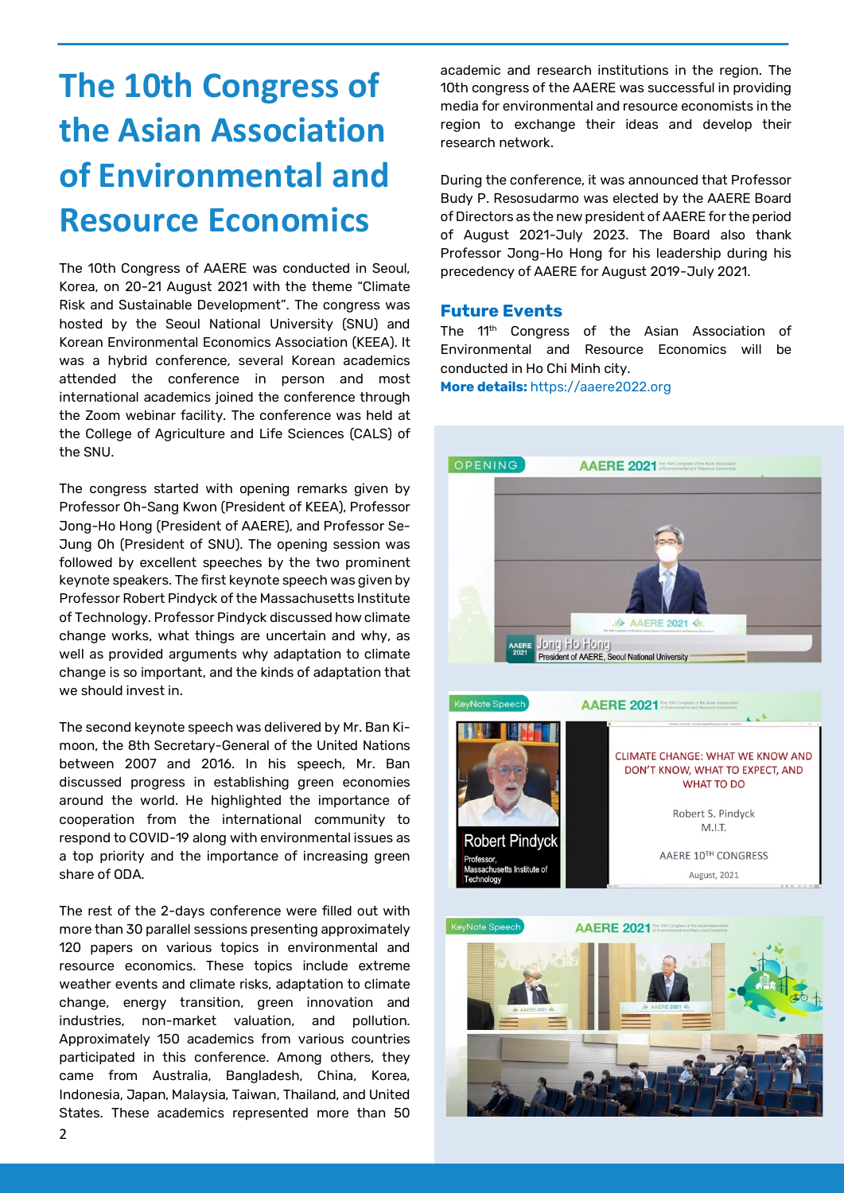# The 10th Congress of the Asian Association of Environmental and Resource Economics

The 10th Congress of AAERE was conducted in Seoul, Korea, on 20-21 August 2021 with the theme "Climate Risk and Sustainable Development". The congress was hosted by the Seoul National University (SNU) and Korean Environmental Economics Association (KEEA). It was a hybrid conference, several Korean academics attended the conference in person and most international academics joined the conference through the Zoom webinar facility. The conference was held at the College of Agriculture and Life Sciences (CALS) of the SNU.

The congress started with opening remarks given by Professor Oh-Sang Kwon (President of KEEA), Professor Jong-Ho Hong (President of AAERE), and Professor Se-Jung Oh (President of SNU). The opening session was followed by excellent speeches by the two prominent keynote speakers. The first keynote speech was given by Professor Robert Pindyck of the Massachusetts Institute of Technology. Professor Pindyck discussed how climate change works, what things are uncertain and why, as well as provided arguments why adaptation to climate change is so important, and the kinds of adaptation that we should invest in.

The second keynote speech was delivered by Mr. Ban Ki-moon, the 8th Secretary-General of the United Nations between 2007 and 2016. In his speech, Mr. Ban discussed progress in establishing green economies around the world. He highlighted the importance of cooperation from the international community to respond to COVID-19 along with environmental issues as a top priority and the importance of increasing green share of ODA.

The rest of the 2-days conference were filled out with more than 30 parallel sessions presenting approximately 120 papers on various topics in environmental and resource economics. These topics include extreme weather events and climate risks, adaptation to climate change, energy transition, green innovation and industries, non-market valuation, and pollution. Approximately 150 academics from various countries participated in this conference. Among others, they came from Australia, Bangladesh, China, Korea, Indonesia, Japan, Malaysia, Taiwan, Thailand, and United States. These academics represented more than 50 academic and research institutions in the region. The 10th congress of the AAERE was successful in providing media for environmental and resource economists in the region to exchange their ideas and develop their research network.

During the conference, it was announced that Professor Budy P. Resosudarmo was elected by the AAERE Board of Directors as the new president of AAERE for the period of August 2021-July 2023. The Board also thank Professor Jong-Ho Hong for his leadership during his precedency of AAERE for August 2019-July 2021.

## Future Events

The 11th Congress of the Asian Association of Environmental and Resource Economics will be conducted in Ho Chi Minh city.

**More details:** https://aaere2022.org

OPENING
AAERE 2021
Jong Ho Hong
President of AAERE, Seoul National University

KeyNote Speech
AAERE 2021
Robert Pindyck
Professor, Massachusetts Institute of Technology
CLIMATE CHANGE: WHAT WE KNOW AND DON'T KNOW, WHAT TO EXPECT, AND WHAT TO DO
Robert S. Pindyck
M.I.T.
AAERE 10TH CONGRESS
August, 2021

KeyNote Speech
AAERE 2021